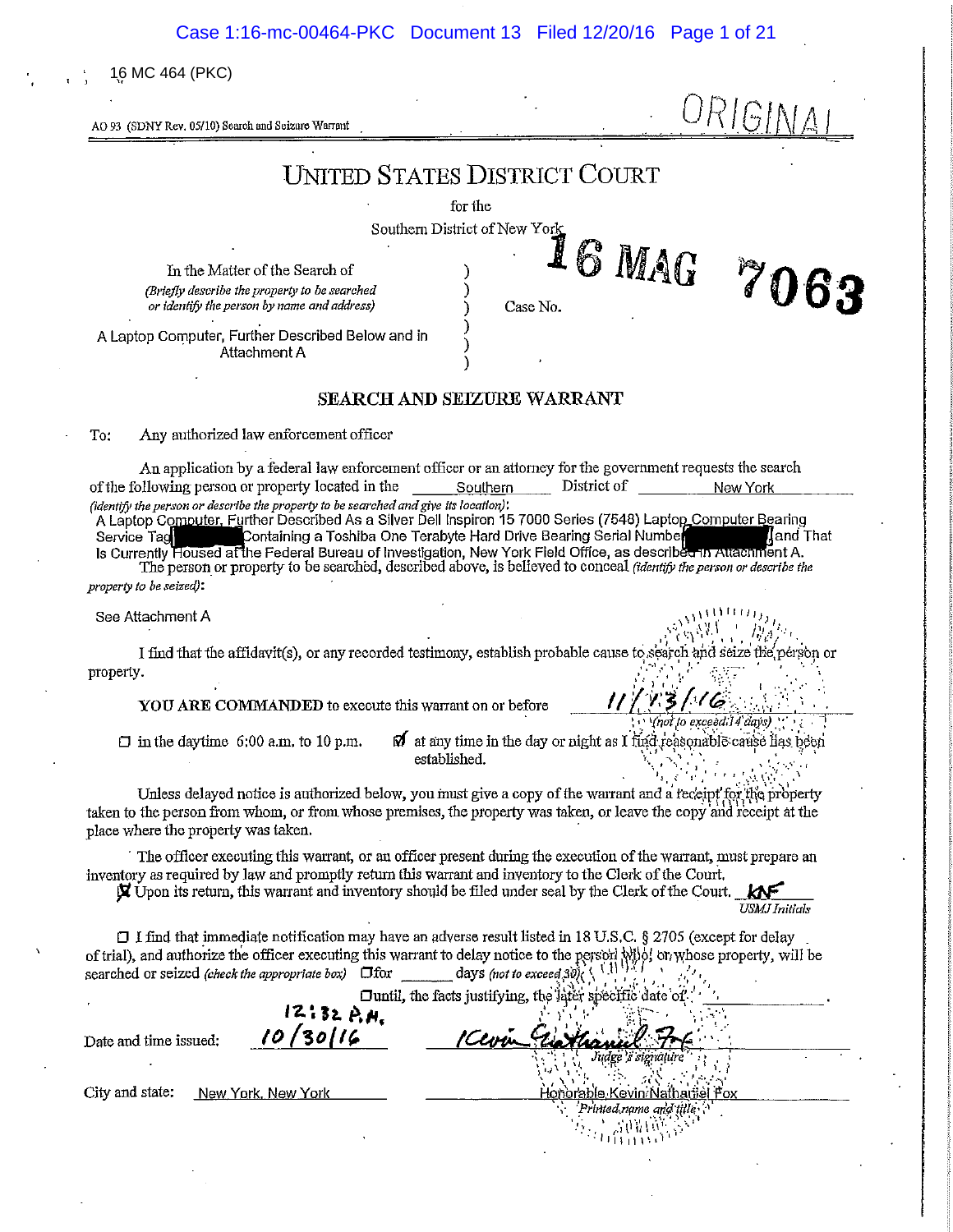16 MC 464 (PKC)

AO 93 (SDNY Rev. 05/10) Search and Seizure Warrant

ORIGINAL

# UNITED STATES DISTRICT COURT

for the

Southern District of New York

16 MAG 7063

In the Matter of the Search of
*(Briefly describe the property to be searched or identify the person by name and address)*

A Laptop Computer, Further Described Below and in Attachment A

Case No.

## SEARCH AND SEIZURE WARRANT

To: Any authorized law enforcement officer

An application by a federal law enforcement officer or an attorney for the government requests the search of the following person or property located in the Southern District of New York
*(identify the person or describe the property to be searched and give its location)*:
A Laptop Computer, Further Described As a Silver Dell Inspiron 15 7000 Series (7548) Laptop Computer Bearing Service Tag [REDACTED] Containing a Toshiba One Terabyte Hard Drive Bearing Serial Number [REDACTED] and That Is Currently Housed at the Federal Bureau of Investigation, New York Field Office, as described in Attachment A.

The person or property to be searched, described above, is believed to conceal *(identify the person or describe the property to be seized)*:

See Attachment A

I find that the affidavit(s), or any recorded testimony, establish probable cause to search and seize the person or property.

**YOU ARE COMMANDED** to execute this warrant on or before 11/13/16 *(not to exceed 14 days)*

☐ in the daytime 6:00 a.m. to 10 p.m. ☑ at any time in the day or night as I find reasonable cause has been established.

Unless delayed notice is authorized below, you must give a copy of the warrant and a receipt for the property taken to the person from whom, or from whose premises, the property was taken, or leave the copy and receipt at the place where the property was taken.

The officer executing this warrant, or an officer present during the execution of the warrant, must prepare an inventory as required by law and promptly return this warrant and inventory to the Clerk of the Court.

☒ Upon its return, this warrant and inventory should be filed under seal by the Clerk of the Court. KNF
*USMJ Initials*

☐ I find that immediate notification may have an adverse result listed in 18 U.S.C. § 2705 (except for delay of trial), and authorize the officer executing this warrant to delay notice to the person who, or whose property, will be searched or seized *(check the appropriate box)* ☐for ______ days *(not to exceed 30)*.
☐until, the facts justifying, the later specific date of ______.

Date and time issued: 12:32 P.M. 10/30/16

Kevin Nathaniel Fox
*Judge's signature*

City and state: New York, New York

Honorable Kevin Nathaniel Fox
*Printed name and title*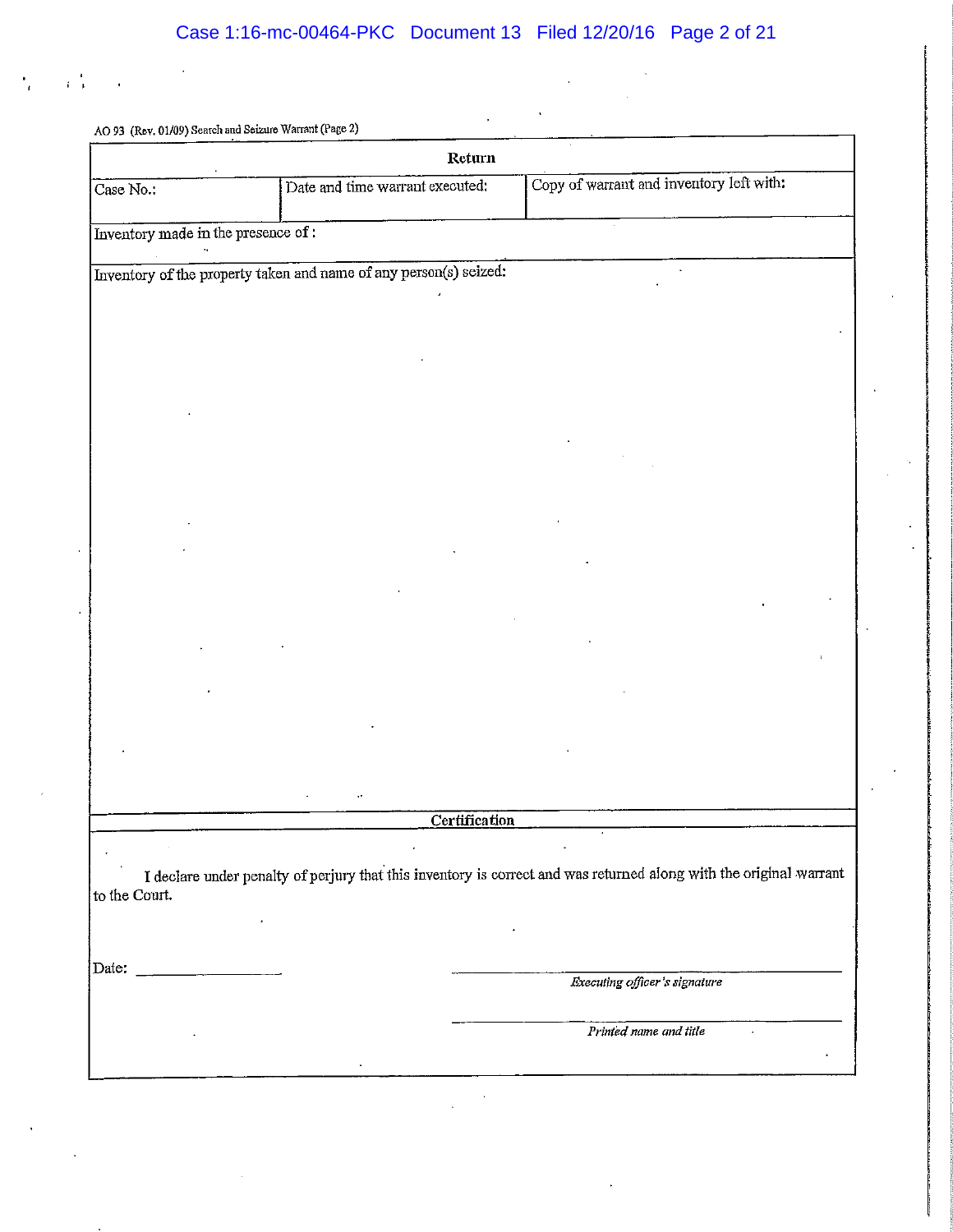AO 93 (Rev. 01/09) Search and Seizure Warrant (Page 2)

## Return

| Case No.: | Date and time warrant executed: | Copy of warrant and inventory left with: |
|---|---|---|

Inventory made in the presence of :

Inventory of the property taken and name of any person(s) seized:

## Certification

I declare under penalty of perjury that this inventory is correct and was returned along with the original warrant to the Court.

Date: ____________________

____________________________________
*Executing officer's signature*

____________________________________
*Printed name and title*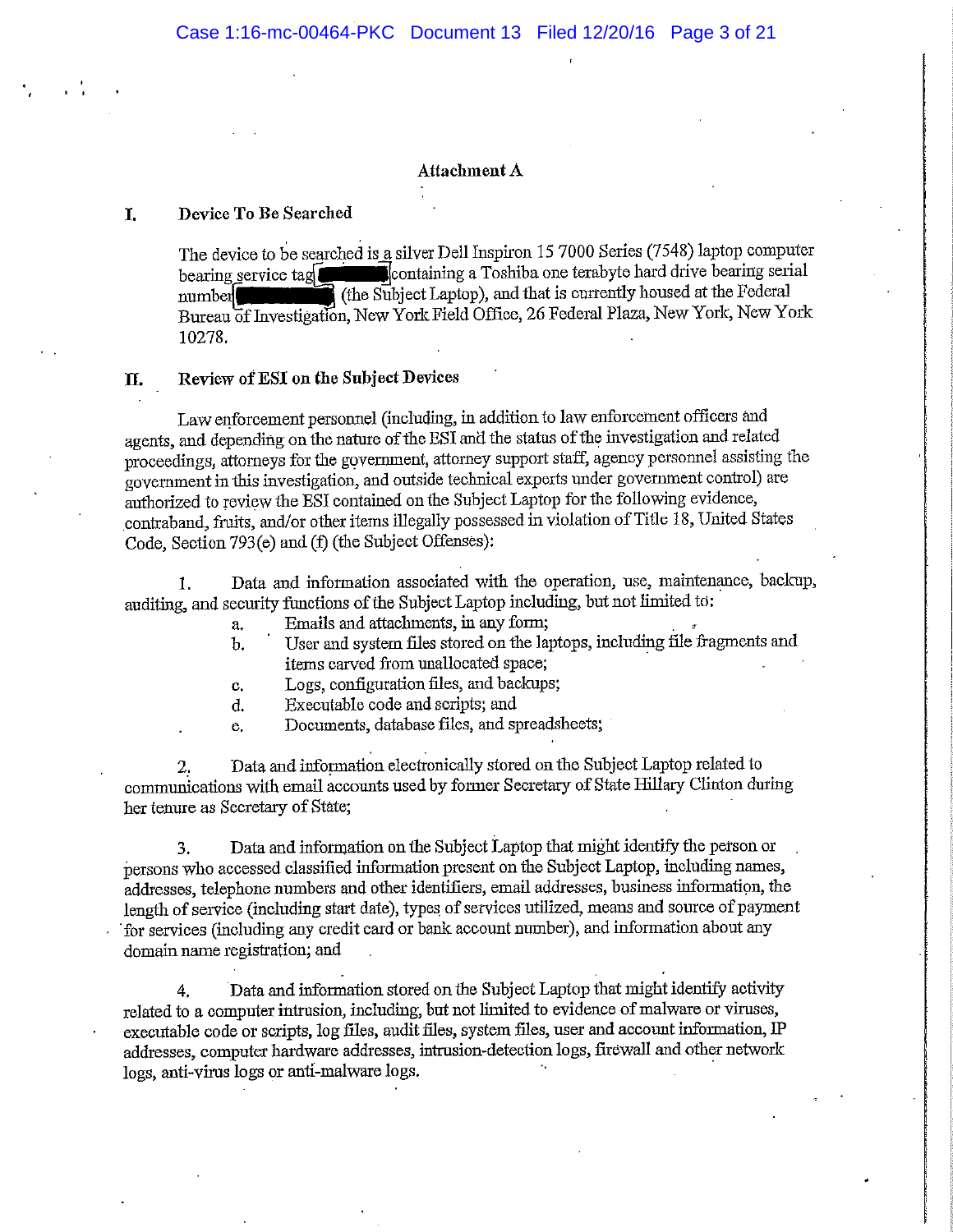## Attachment A

### I. Device To Be Searched

The device to be searched is a silver Dell Inspiron 15 7000 Series (7548) laptop computer bearing service tag [REDACTED] containing a Toshiba one terabyte hard drive bearing serial number [REDACTED] (the Subject Laptop), and that is currently housed at the Federal Bureau of Investigation, New York Field Office, 26 Federal Plaza, New York, New York 10278.

### II. Review of ESI on the Subject Devices

Law enforcement personnel (including, in addition to law enforcement officers and agents, and depending on the nature of the ESI and the status of the investigation and related proceedings, attorneys for the government, attorney support staff, agency personnel assisting the government in this investigation, and outside technical experts under government control) are authorized to review the ESI contained on the Subject Laptop for the following evidence, contraband, fruits, and/or other items illegally possessed in violation of Title 18, United States Code, Section 793(e) and (f) (the Subject Offenses):

1. Data and information associated with the operation, use, maintenance, backup, auditing, and security functions of the Subject Laptop including, but not limited to:
   a. Emails and attachments, in any form;
   b. User and system files stored on the laptops, including file fragments and items carved from unallocated space;
   c. Logs, configuration files, and backups;
   d. Executable code and scripts; and
   e. Documents, database files, and spreadsheets;

2. Data and information electronically stored on the Subject Laptop related to communications with email accounts used by former Secretary of State Hillary Clinton during her tenure as Secretary of State;

3. Data and information on the Subject Laptop that might identify the person or persons who accessed classified information present on the Subject Laptop, including names, addresses, telephone numbers and other identifiers, email addresses, business information, the length of service (including start date), types of services utilized, means and source of payment for services (including any credit card or bank account number), and information about any domain name registration; and

4. Data and information stored on the Subject Laptop that might identify activity related to a computer intrusion, including, but not limited to evidence of malware or viruses, executable code or scripts, log files, audit files, system files, user and account information, IP addresses, computer hardware addresses, intrusion-detection logs, firewall and other network logs, anti-virus logs or anti-malware logs.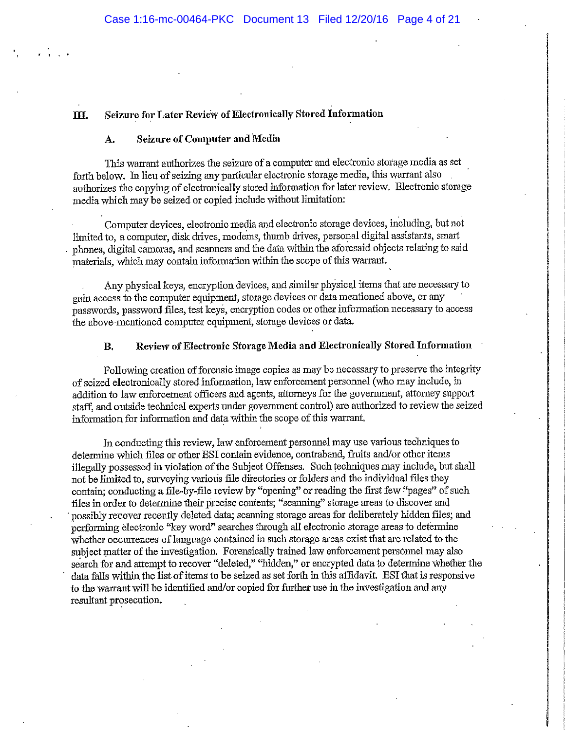## III. Seizure for Later Review of Electronically Stored Information

### A. Seizure of Computer and Media

This warrant authorizes the seizure of a computer and electronic storage media as set forth below. In lieu of seizing any particular electronic storage media, this warrant also authorizes the copying of electronically stored information for later review. Electronic storage media which may be seized or copied include without limitation:

Computer devices, electronic media and electronic storage devices, including, but not limited to, a computer, disk drives, modems, thumb drives, personal digital assistants, smart phones, digital cameras, and scanners and the data within the aforesaid objects relating to said materials, which may contain information within the scope of this warrant.

Any physical keys, encryption devices, and similar physical items that are necessary to gain access to the computer equipment, storage devices or data mentioned above, or any passwords, password files, test keys, encryption codes or other information necessary to access the above-mentioned computer equipment, storage devices or data.

### B. Review of Electronic Storage Media and Electronically Stored Information

Following creation of forensic image copies as may be necessary to preserve the integrity of seized electronically stored information, law enforcement personnel (who may include, in addition to law enforcement officers and agents, attorneys for the government, attorney support staff, and outside technical experts under government control) are authorized to review the seized information for information and data within the scope of this warrant.

In conducting this review, law enforcement personnel may use various techniques to determine which files or other ESI contain evidence, contraband, fruits and/or other items illegally possessed in violation of the Subject Offenses. Such techniques may include, but shall not be limited to, surveying various file directories or folders and the individual files they contain; conducting a file-by-file review by "opening" or reading the first few "pages" of such files in order to determine their precise contents; "scanning" storage areas to discover and possibly recover recently deleted data; scanning storage areas for deliberately hidden files; and performing electronic "key word" searches through all electronic storage areas to determine whether occurrences of language contained in such storage areas exist that are related to the subject matter of the investigation. Forensically trained law enforcement personnel may also search for and attempt to recover "deleted," "hidden," or encrypted data to determine whether the data falls within the list of items to be seized as set forth in this affidavit. ESI that is responsive to the warrant will be identified and/or copied for further use in the investigation and any resultant prosecution.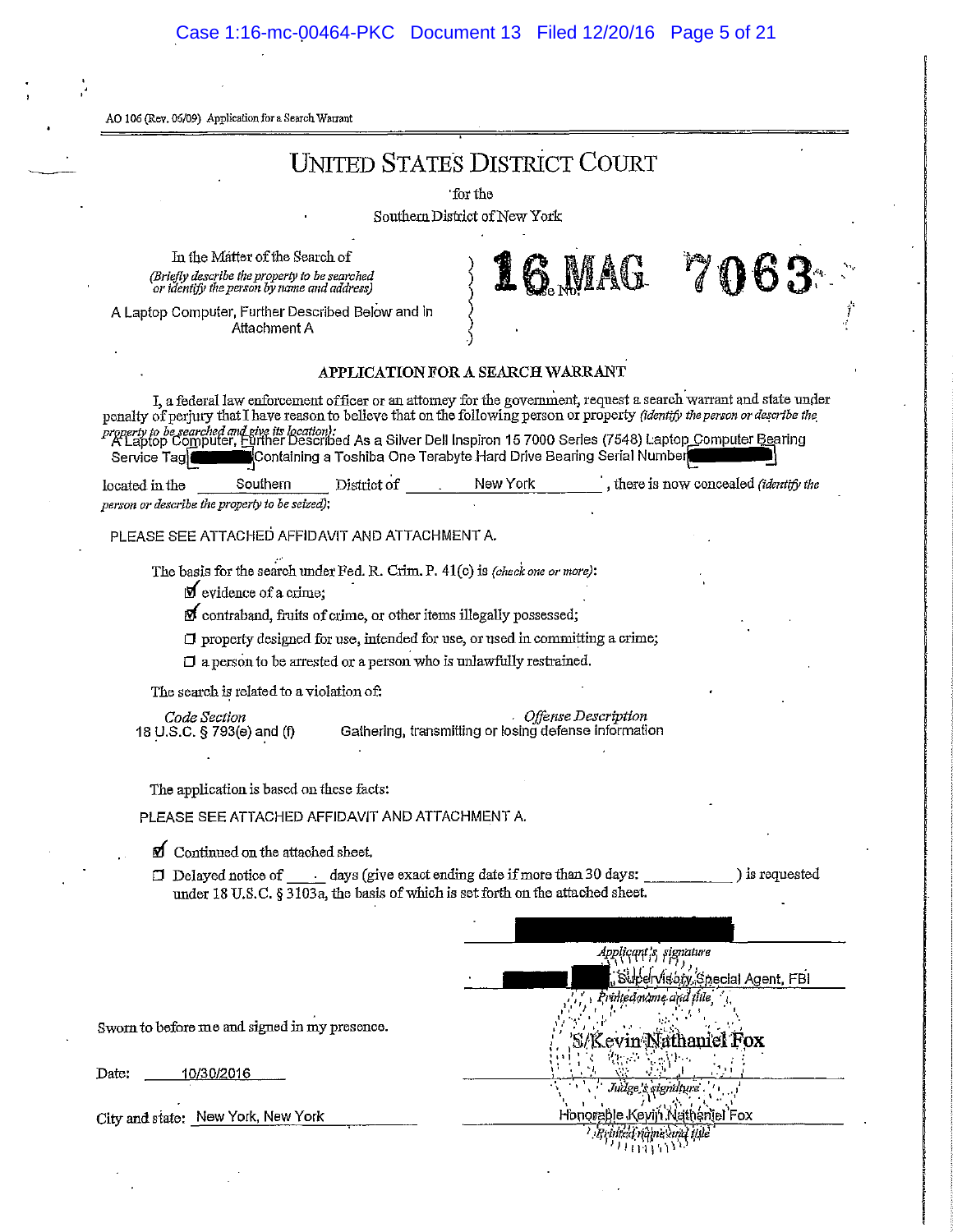AO 106 (Rev. 06/09) Application for a Search Warrant

# UNITED STATES DISTRICT COURT

for the

Southern District of New York

In the Matter of the Search of
*(Briefly describe the property to be searched or identify the person by name and address)*

A Laptop Computer, Further Described Below and in Attachment A

Case No. **16 MAG 7063**

## APPLICATION FOR A SEARCH WARRANT

I, a federal law enforcement officer or an attorney for the government, request a search warrant and state under penalty of perjury that I have reason to believe that on the following person or property *(identify the person or describe the property to be searched and give its location)*:
A Laptop Computer, Further Described As a Silver Dell Inspiron 15 7000 Series (7548) Laptop Computer Bearing Service Tag [REDACTED] Containing a Toshiba One Terabyte Hard Drive Bearing Serial Number [REDACTED]

located in the Southern District of New York, there is now concealed *(identify the person or describe the property to be seized)*:

PLEASE SEE ATTACHED AFFIDAVIT AND ATTACHMENT A.

The basis for the search under Fed. R. Crim. P. 41(c) is *(check one or more)*:

- ☑ evidence of a crime;
- ☑ contraband, fruits of crime, or other items illegally possessed;
- ☐ property designed for use, intended for use, or used in committing a crime;
- ☐ a person to be arrested or a person who is unlawfully restrained.

The search is related to a violation of:

| *Code Section* | *Offense Description* |
|---|---|
| 18 U.S.C. § 793(e) and (f) | Gathering, transmitting or losing defense information |

The application is based on these facts:

PLEASE SEE ATTACHED AFFIDAVIT AND ATTACHMENT A.

- ☑ Continued on the attached sheet.
- ☐ Delayed notice of ____ days (give exact ending date if more than 30 days: __________ ) is requested under 18 U.S.C. § 3103a, the basis of which is set forth on the attached sheet.

[REDACTED]
*Applicant's signature*

[REDACTED], Supervisory Special Agent, FBI
*Printed name and title*

Sworn to before me and signed in my presence.

S/Kevin Nathaniel Fox
*Judge's signature*

Date: 10/30/2016

City and state: New York, New York

Honorable Kevin Nathaniel Fox
*Printed name and title*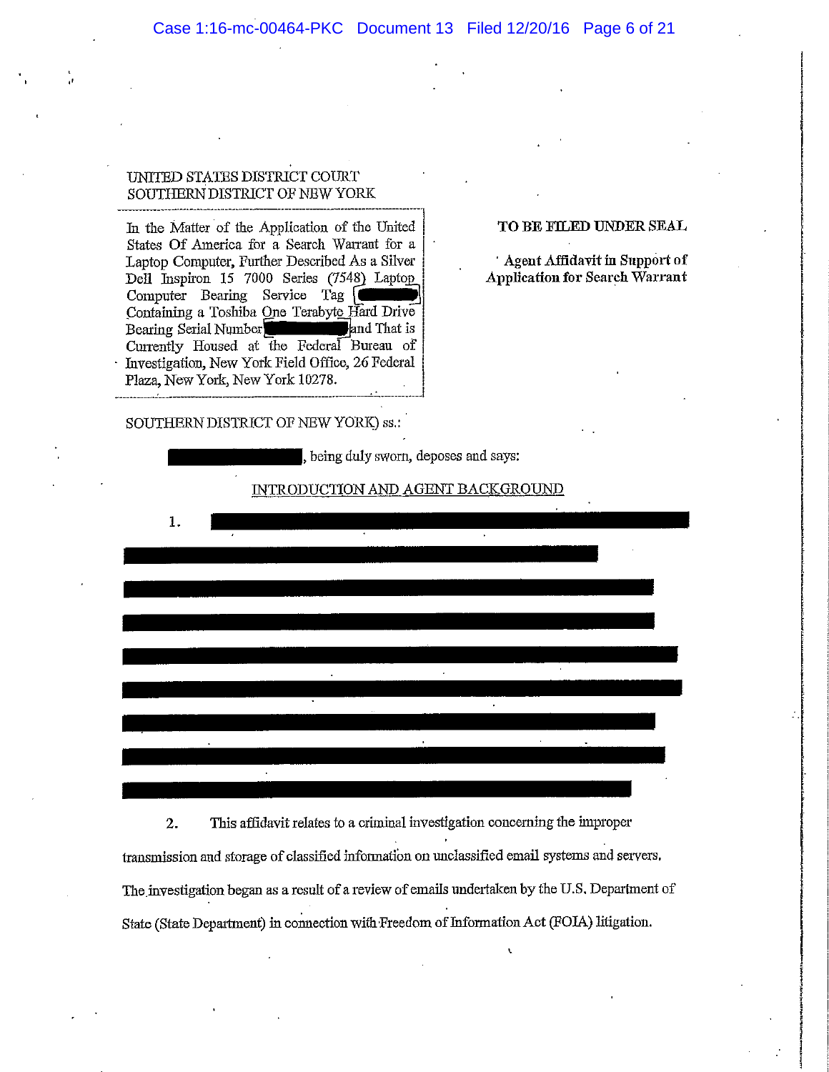UNITED STATES DISTRICT COURT
SOUTHERN DISTRICT OF NEW YORK

In the Matter of the Application of the United States Of America for a Search Warrant for a Laptop Computer, Further Described As a Silver Dell Inspiron 15 7000 Series (7548) Laptop Computer Bearing Service Tag [REDACTED] Containing a Toshiba One Terabyte Hard Drive Bearing Serial Number [REDACTED] and That is Currently Housed at the Federal Bureau of Investigation, New York Field Office, 26 Federal Plaza, New York, New York 10278.

**TO BE FILED UNDER SEAL**

**Agent Affidavit in Support of Application for Search Warrant**

SOUTHERN DISTRICT OF NEW YORK) ss.:

[REDACTED], being duly sworn, deposes and says:

INTRODUCTION AND AGENT BACKGROUND

1. [REDACTED]

2. This affidavit relates to a criminal investigation concerning the improper transmission and storage of classified information on unclassified email systems and servers. The investigation began as a result of a review of emails undertaken by the U.S. Department of State (State Department) in connection with Freedom of Information Act (FOIA) litigation.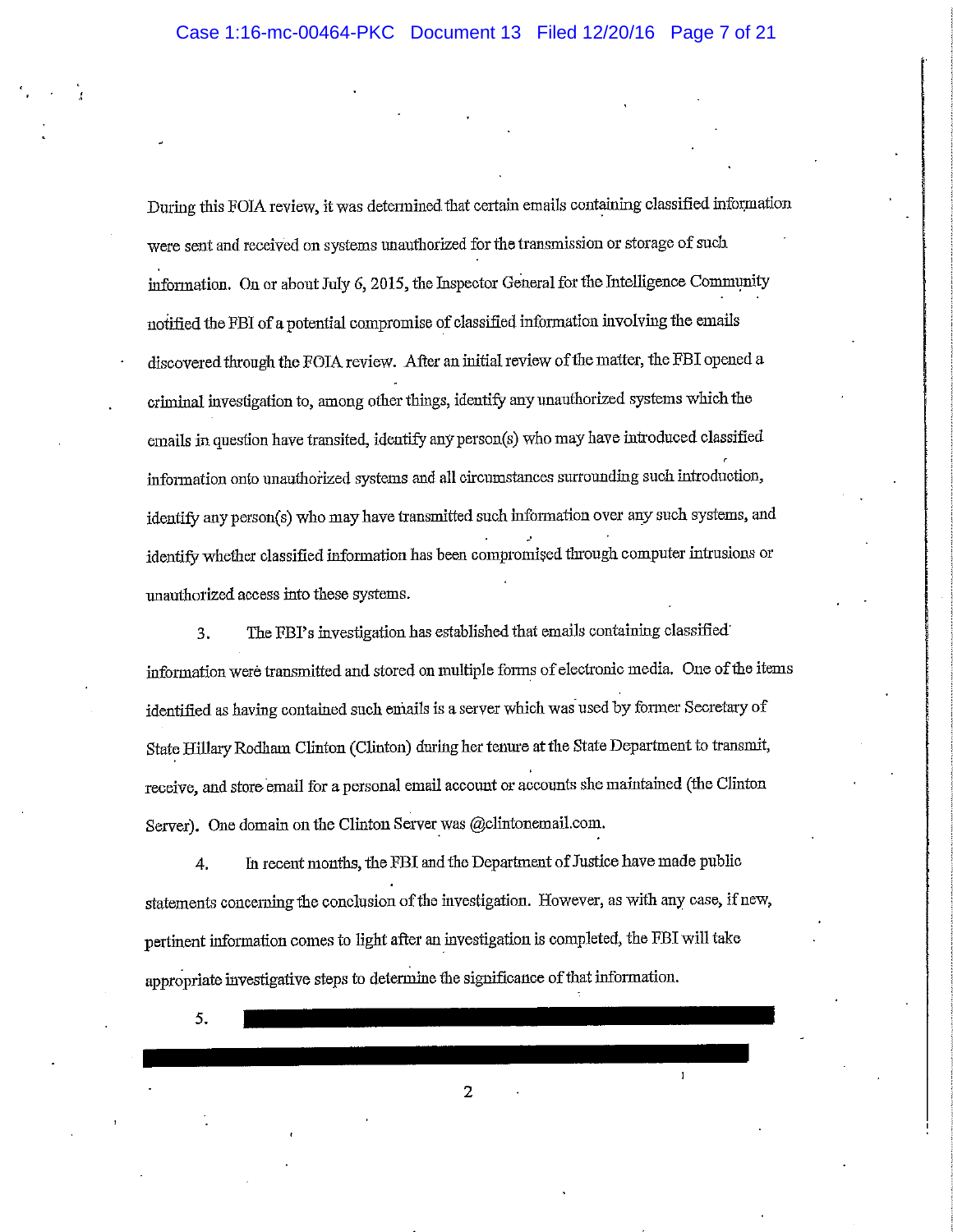During this FOIA review, it was determined that certain emails containing classified information were sent and received on systems unauthorized for the transmission or storage of such information. On or about July 6, 2015, the Inspector General for the Intelligence Community notified the FBI of a potential compromise of classified information involving the emails discovered through the FOIA review. After an initial review of the matter, the FBI opened a criminal investigation to, among other things, identify any unauthorized systems which the emails in question have transited, identify any person(s) who may have introduced classified information onto unauthorized systems and all circumstances surrounding such introduction, identify any person(s) who may have transmitted such information over any such systems, and identify whether classified information has been compromised through computer intrusions or unauthorized access into these systems.

3. The FBI's investigation has established that emails containing classified information were transmitted and stored on multiple forms of electronic media. One of the items identified as having contained such emails is a server which was used by former Secretary of State Hillary Rodham Clinton (Clinton) during her tenure at the State Department to transmit, receive, and store email for a personal email account or accounts she maintained (the Clinton Server). One domain on the Clinton Server was @clintonemail.com.

4. In recent months, the FBI and the Department of Justice have made public statements concerning the conclusion of the investigation. However, as with any case, if new, pertinent information comes to light after an investigation is completed, the FBI will take appropriate investigative steps to determine the significance of that information.

5. [REDACTED]

[REDACTED]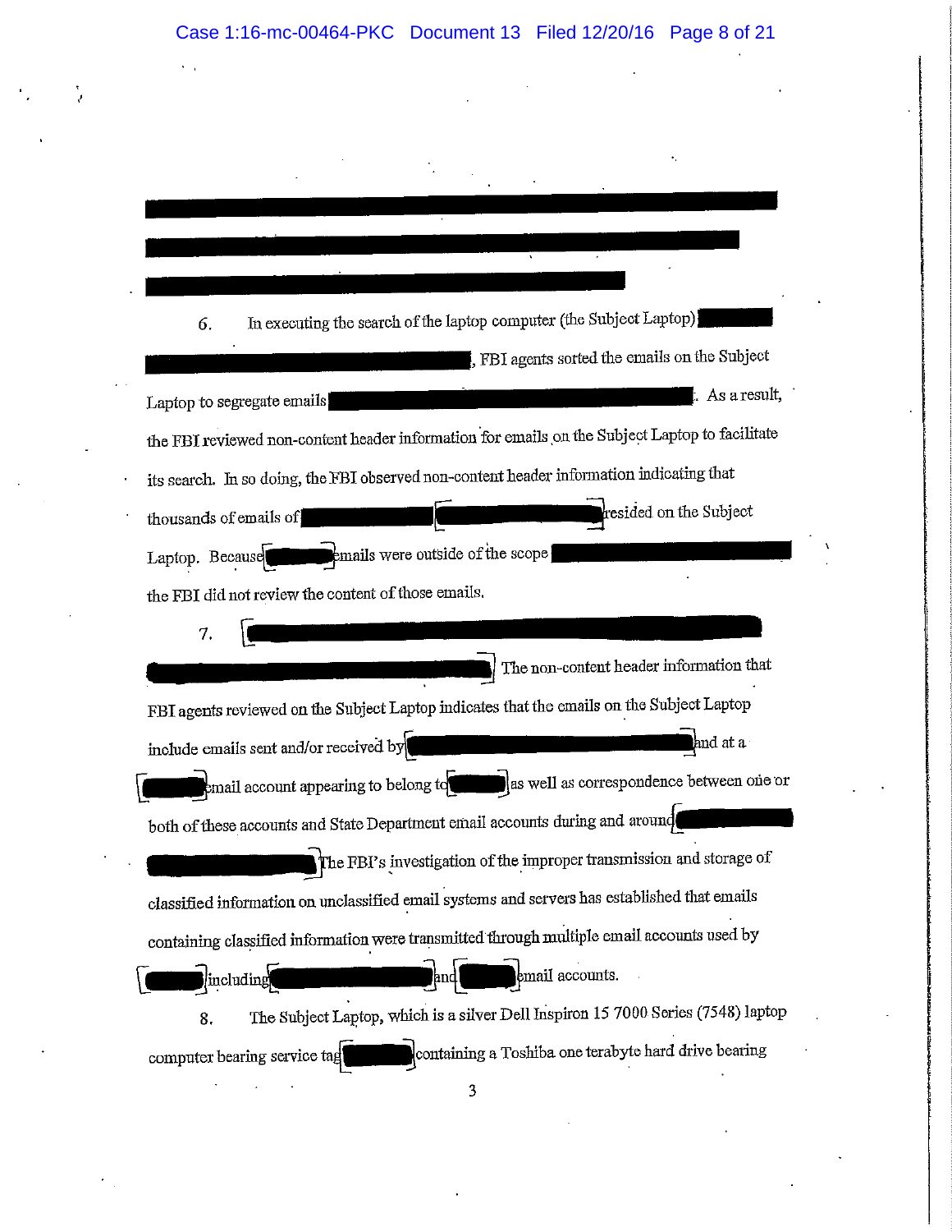6. In executing the search of the laptop computer (the Subject Laptop) , FBI agents sorted the emails on the Subject Laptop to segregate emails . As a result, the FBI reviewed non-content header information for emails on the Subject Laptop to facilitate its search. In so doing, the FBI observed non-content header information indicating that thousands of emails of resided on the Subject Laptop. Because emails were outside of the scope the FBI did not review the content of those emails.

7. The non-content header information that FBI agents reviewed on the Subject Laptop indicates that the emails on the Subject Laptop include emails sent and/or received by and at a email account appearing to belong to as well as correspondence between one or both of these accounts and State Department email accounts during and around The FBI's investigation of the improper transmission and storage of classified information on unclassified email systems and servers has established that emails containing classified information were transmitted through multiple email accounts used by including and email accounts.

8. The Subject Laptop, which is a silver Dell Inspiron 15 7000 Series (7548) laptop computer bearing service tag containing a Toshiba one terabyte hard drive bearing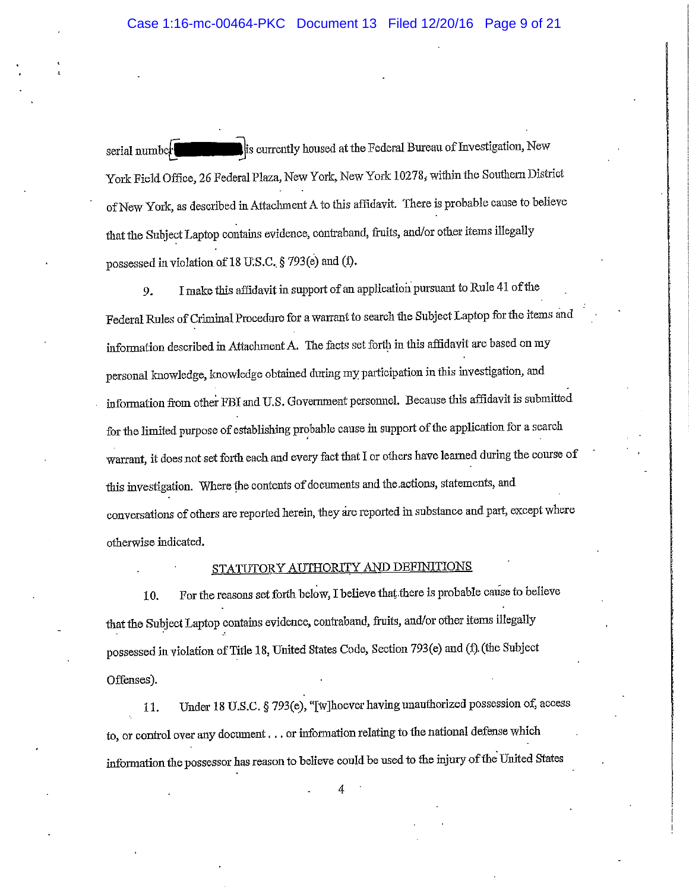serial number [REDACTED] is currently housed at the Federal Bureau of Investigation, New York Field Office, 26 Federal Plaza, New York, New York 10278, within the Southern District of New York, as described in Attachment A to this affidavit. There is probable cause to believe that the Subject Laptop contains evidence, contraband, fruits, and/or other items illegally possessed in violation of 18 U.S.C. § 793(e) and (f).

9. I make this affidavit in support of an application pursuant to Rule 41 of the Federal Rules of Criminal Procedure for a warrant to search the Subject Laptop for the items and information described in Attachment A. The facts set forth in this affidavit are based on my personal knowledge, knowledge obtained during my participation in this investigation, and information from other FBI and U.S. Government personnel. Because this affidavit is submitted for the limited purpose of establishing probable cause in support of the application for a search warrant, it does not set forth each and every fact that I or others have learned during the course of this investigation. Where the contents of documents and the actions, statements, and conversations of others are reported herein, they are reported in substance and part, except where otherwise indicated.

## STATUTORY AUTHORITY AND DEFINITIONS

10. For the reasons set forth below, I believe that there is probable cause to believe that the Subject Laptop contains evidence, contraband, fruits, and/or other items illegally possessed in violation of Title 18, United States Code, Section 793(e) and (f) (the Subject Offenses).

11. Under 18 U.S.C. § 793(e), "[w]hoever having unauthorized possession of, access to, or control over any document . . . or information relating to the national defense which information the possessor has reason to believe could be used to the injury of the United States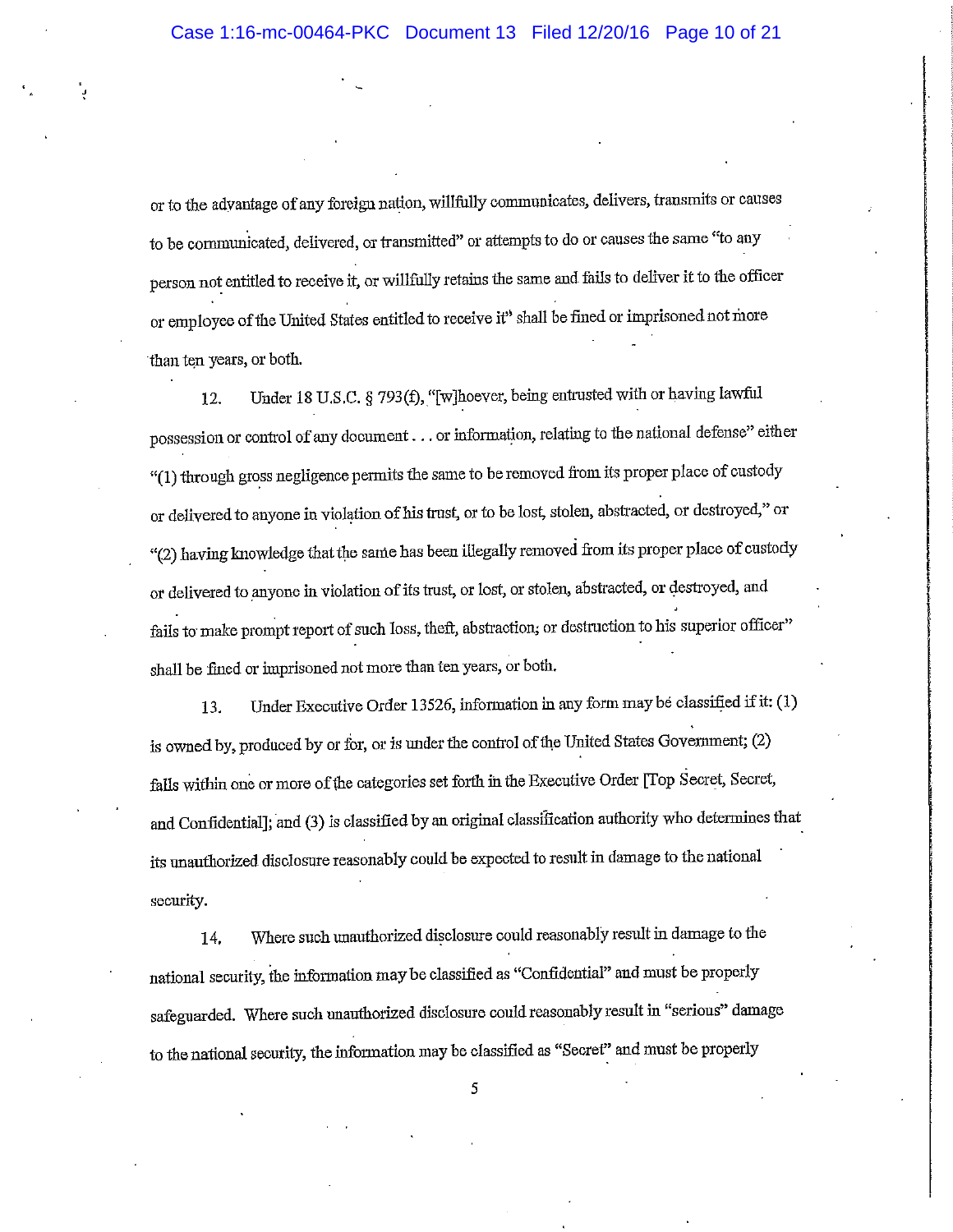or to the advantage of any foreign nation, willfully communicates, delivers, transmits or causes to be communicated, delivered, or transmitted" or attempts to do or causes the same "to any person not entitled to receive it, or willfully retains the same and fails to deliver it to the officer or employee of the United States entitled to receive it" shall be fined or imprisoned not more than ten years, or both.

12. Under 18 U.S.C. § 793(f), "[w]hoever, being entrusted with or having lawful possession or control of any document . . . or information, relating to the national defense" either "(1) through gross negligence permits the same to be removed from its proper place of custody or delivered to anyone in violation of his trust, or to be lost, stolen, abstracted, or destroyed," or "(2) having knowledge that the same has been illegally removed from its proper place of custody or delivered to anyone in violation of its trust, or lost, or stolen, abstracted, or destroyed, and fails to make prompt report of such loss, theft, abstraction, or destruction to his superior officer" shall be fined or imprisoned not more than ten years, or both.

13. Under Executive Order 13526, information in any form may be classified if it: (1) is owned by, produced by or for, or is under the control of the United States Government; (2) falls within one or more of the categories set forth in the Executive Order [Top Secret, Secret, and Confidential]; and (3) is classified by an original classification authority who determines that its unauthorized disclosure reasonably could be expected to result in damage to the national security.

14. Where such unauthorized disclosure could reasonably result in damage to the national security, the information may be classified as "Confidential" and must be properly safeguarded. Where such unauthorized disclosure could reasonably result in "serious" damage to the national security, the information may be classified as "Secret" and must be properly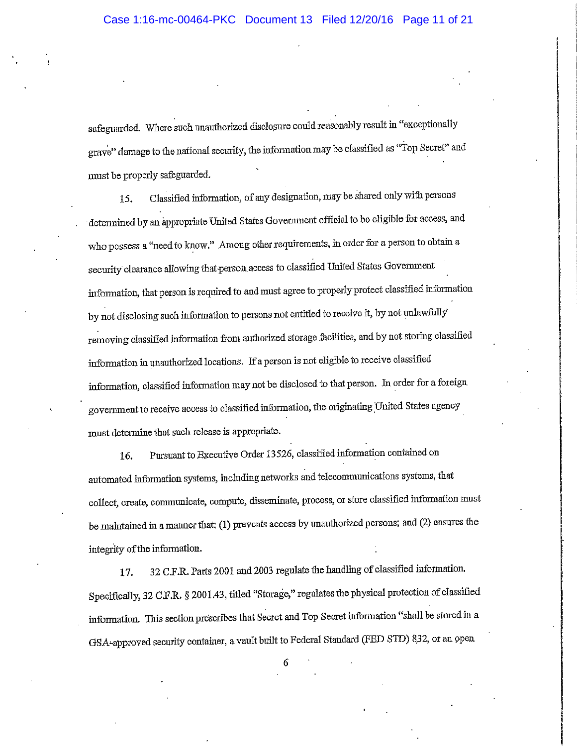safeguarded. Where such unauthorized disclosure could reasonably result in "exceptionally grave" damage to the national security, the information may be classified as "Top Secret" and must be properly safeguarded.

15. Classified information, of any designation, may be shared only with persons determined by an appropriate United States Government official to be eligible for access, and who possess a "need to know." Among other requirements, in order for a person to obtain a security clearance allowing that person access to classified United States Government information, that person is required to and must agree to properly protect classified information by not disclosing such information to persons not entitled to receive it, by not unlawfully removing classified information from authorized storage facilities, and by not storing classified information in unauthorized locations. If a person is not eligible to receive classified information, classified information may not be disclosed to that person. In order for a foreign government to receive access to classified information, the originating United States agency must determine that such release is appropriate.

16. Pursuant to Executive Order 13526, classified information contained on automated information systems, including networks and telecommunications systems, that collect, create, communicate, compute, disseminate, process, or store classified information must be maintained in a manner that: (1) prevents access by unauthorized persons; and (2) ensures the integrity of the information.

17. 32 C.F.R. Parts 2001 and 2003 regulate the handling of classified information. Specifically, 32 C.F.R. § 2001.43, titled "Storage," regulates the physical protection of classified information. This section prescribes that Secret and Top Secret information "shall be stored in a GSA-approved security container, a vault built to Federal Standard (FED STD) 832, or an open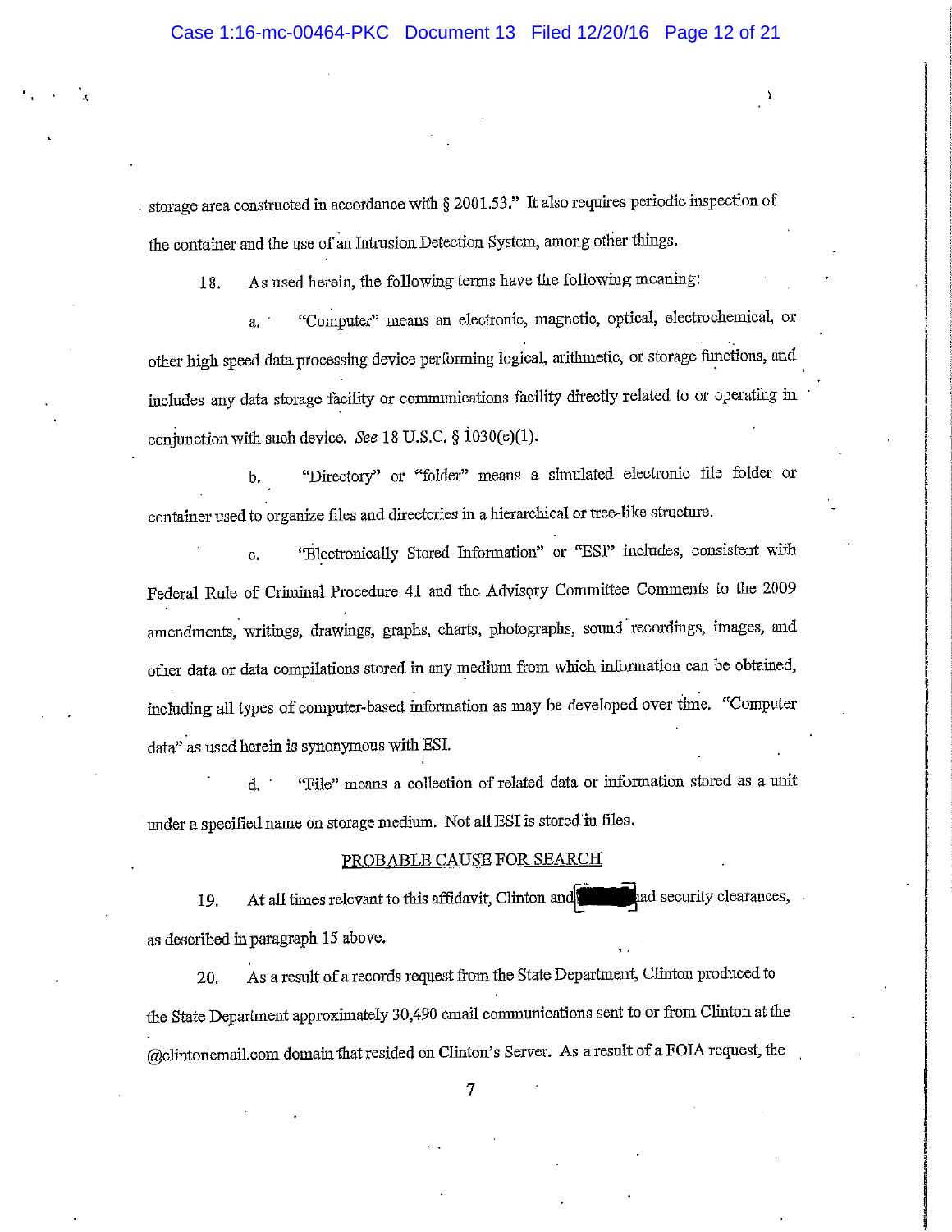storage area constructed in accordance with § 2001.53." It also requires periodic inspection of the container and the use of an Intrusion Detection System, among other things.

18. As used herein, the following terms have the following meaning:

a. "Computer" means an electronic, magnetic, optical, electrochemical, or other high speed data processing device performing logical, arithmetic, or storage functions, and includes any data storage facility or communications facility directly related to or operating in conjunction with such device. *See* 18 U.S.C. § 1030(e)(1).

b. "Directory" or "folder" means a simulated electronic file folder or container used to organize files and directories in a hierarchical or tree-like structure.

c. "Electronically Stored Information" or "ESI" includes, consistent with Federal Rule of Criminal Procedure 41 and the Advisory Committee Comments to the 2009 amendments, writings, drawings, graphs, charts, photographs, sound recordings, images, and other data or data compilations stored in any medium from which information can be obtained, including all types of computer-based information as may be developed over time. "Computer data" as used herein is synonymous with ESI.

d. "File" means a collection of related data or information stored as a unit under a specified name on storage medium. Not all ESI is stored in files.

PROBABLE CAUSE FOR SEARCH

19. At all times relevant to this affidavit, Clinton and [REDACTED] had security clearances, as described in paragraph 15 above.

20. As a result of a records request from the State Department, Clinton produced to the State Department approximately 30,490 email communications sent to or from Clinton at the @clintonemail.com domain that resided on Clinton's Server. As a result of a FOIA request, the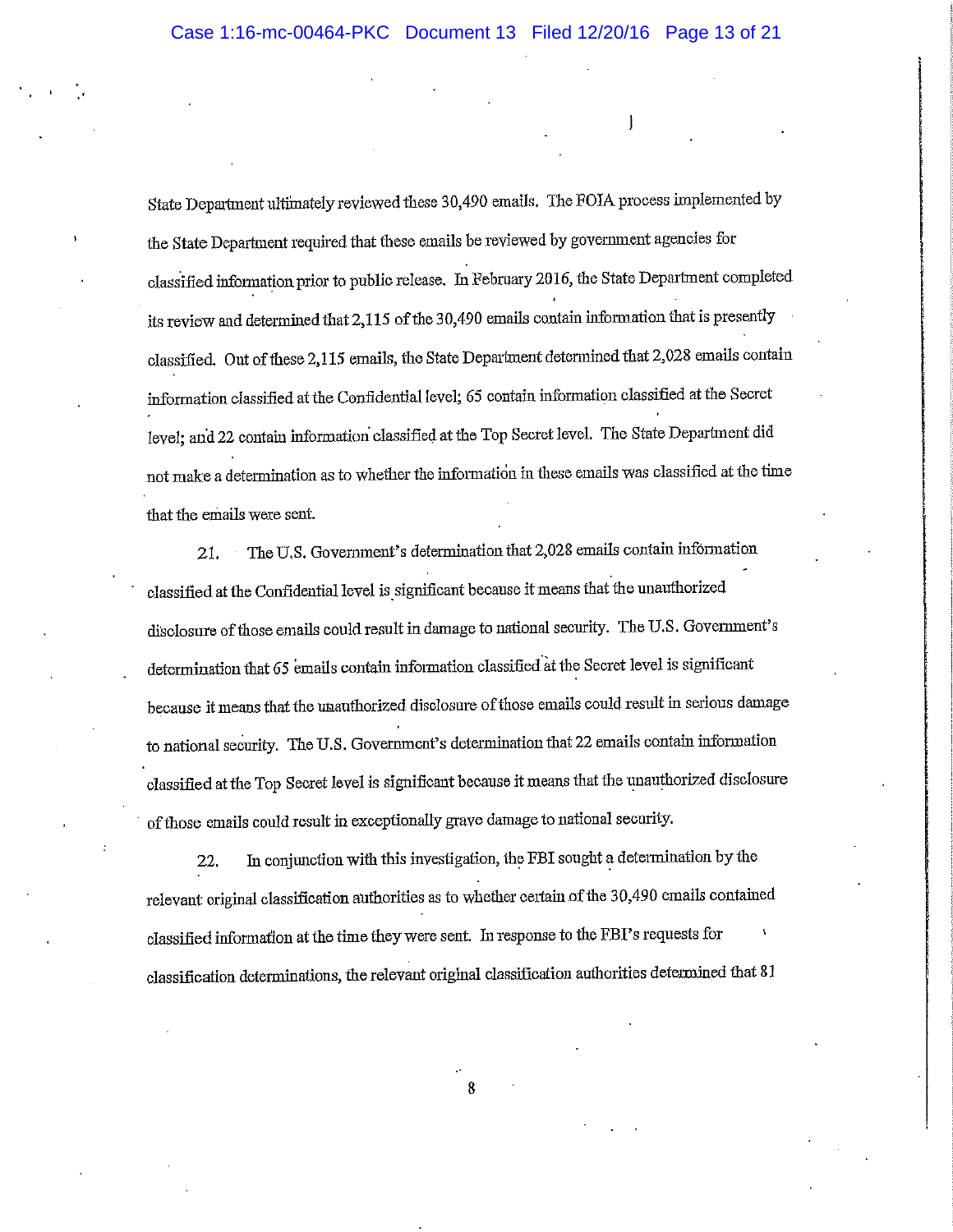State Department ultimately reviewed these 30,490 emails. The FOIA process implemented by the State Department required that these emails be reviewed by government agencies for classified information prior to public release. In February 2016, the State Department completed its review and determined that 2,115 of the 30,490 emails contain information that is presently classified. Out of these 2,115 emails, the State Department determined that 2,028 emails contain information classified at the Confidential level; 65 contain information classified at the Secret level; and 22 contain information classified at the Top Secret level. The State Department did not make a determination as to whether the information in these emails was classified at the time that the emails were sent.

21. The U.S. Government's determination that 2,028 emails contain information classified at the Confidential level is significant because it means that the unauthorized disclosure of those emails could result in damage to national security. The U.S. Government's determination that 65 emails contain information classified at the Secret level is significant because it means that the unauthorized disclosure of those emails could result in serious damage to national security. The U.S. Government's determination that 22 emails contain information classified at the Top Secret level is significant because it means that the unauthorized disclosure of those emails could result in exceptionally grave damage to national security.

22. In conjunction with this investigation, the FBI sought a determination by the relevant original classification authorities as to whether certain of the 30,490 emails contained classified information at the time they were sent. In response to the FBI's requests for classification determinations, the relevant original classification authorities determined that 81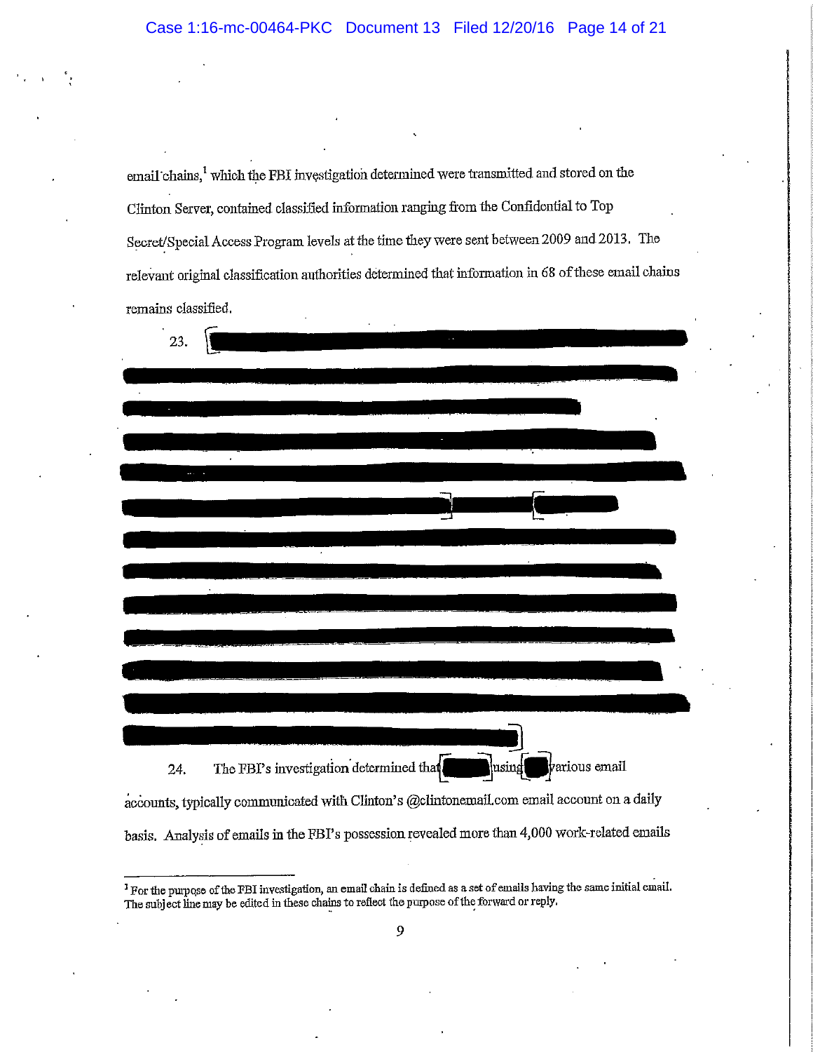email chains,[1] which the FBI investigation determined were transmitted and stored on the Clinton Server, contained classified information ranging from the Confidential to Top Secret/Special Access Program levels at the time they were sent between 2009 and 2013. The relevant original classification authorities determined that information in 68 of these email chains remains classified.

23. [REDACTED]

24. The FBI's investigation determined that [REDACTED] using [REDACTED] various email accounts, typically communicated with Clinton's @clintonemail.com email account on a daily basis. Analysis of emails in the FBI's possession revealed more than 4,000 work-related emails

[1] For the purpose of the FBI investigation, an email chain is defined as a set of emails having the same initial email. The subject line may be edited in these chains to reflect the purpose of the forward or reply.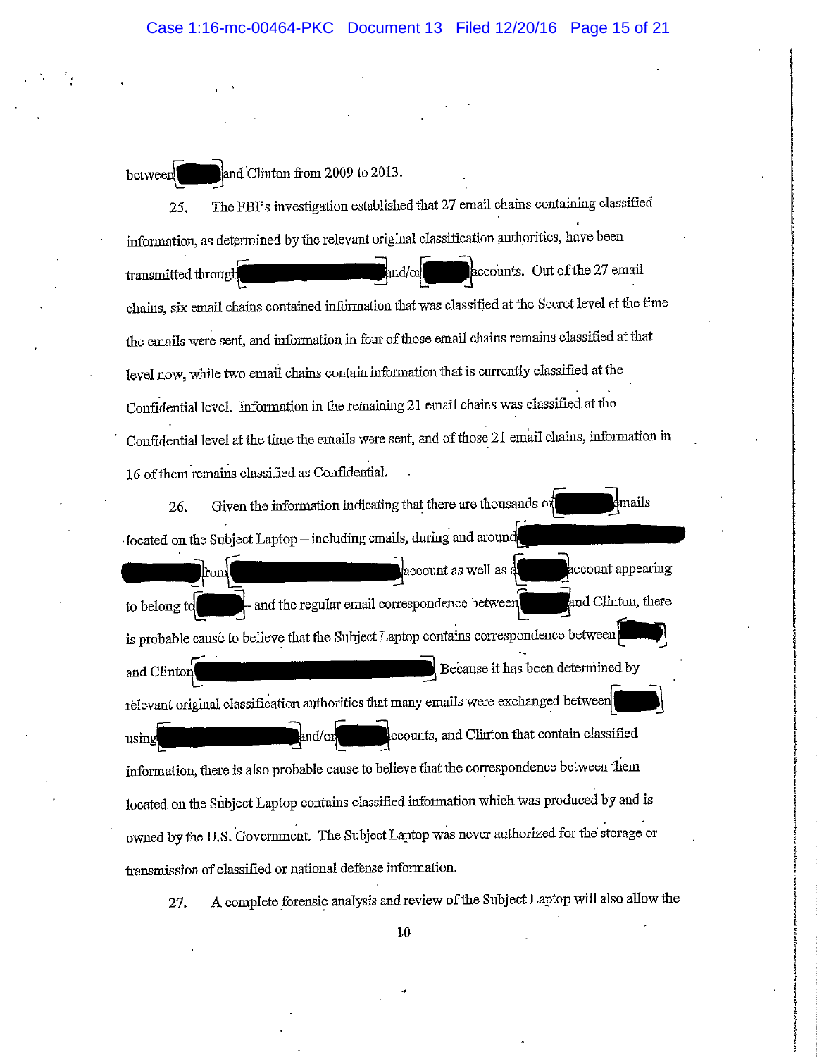between [REDACTED] and Clinton from 2009 to 2013.

25. The FBI's investigation established that 27 email chains containing classified information, as determined by the relevant original classification authorities, have been transmitted through [REDACTED] and/or [REDACTED] accounts. Out of the 27 email chains, six email chains contained information that was classified at the Secret level at the time the emails were sent, and information in four of those email chains remains classified at that level now, while two email chains contain information that is currently classified at the Confidential level. Information in the remaining 21 email chains was classified at the Confidential level at the time the emails were sent, and of those 21 email chains, information in 16 of them remains classified as Confidential.

26. Given the information indicating that there are thousands of [REDACTED] emails located on the Subject Laptop – including emails, during and around [REDACTED] [REDACTED] from [REDACTED] account as well as a [REDACTED] account appearing to belong to [REDACTED] – and the regular email correspondence between [REDACTED] and Clinton, there is probable cause to believe that the Subject Laptop contains correspondence between [REDACTED] and Clinton [REDACTED]. Because it has been determined by relevant original classification authorities that many emails were exchanged between [REDACTED] using [REDACTED] and/or [REDACTED] accounts, and Clinton that contain classified information, there is also probable cause to believe that the correspondence between them located on the Subject Laptop contains classified information which was produced by and is owned by the U.S. Government. The Subject Laptop was never authorized for the storage or transmission of classified or national defense information.

27. A complete forensic analysis and review of the Subject Laptop will also allow the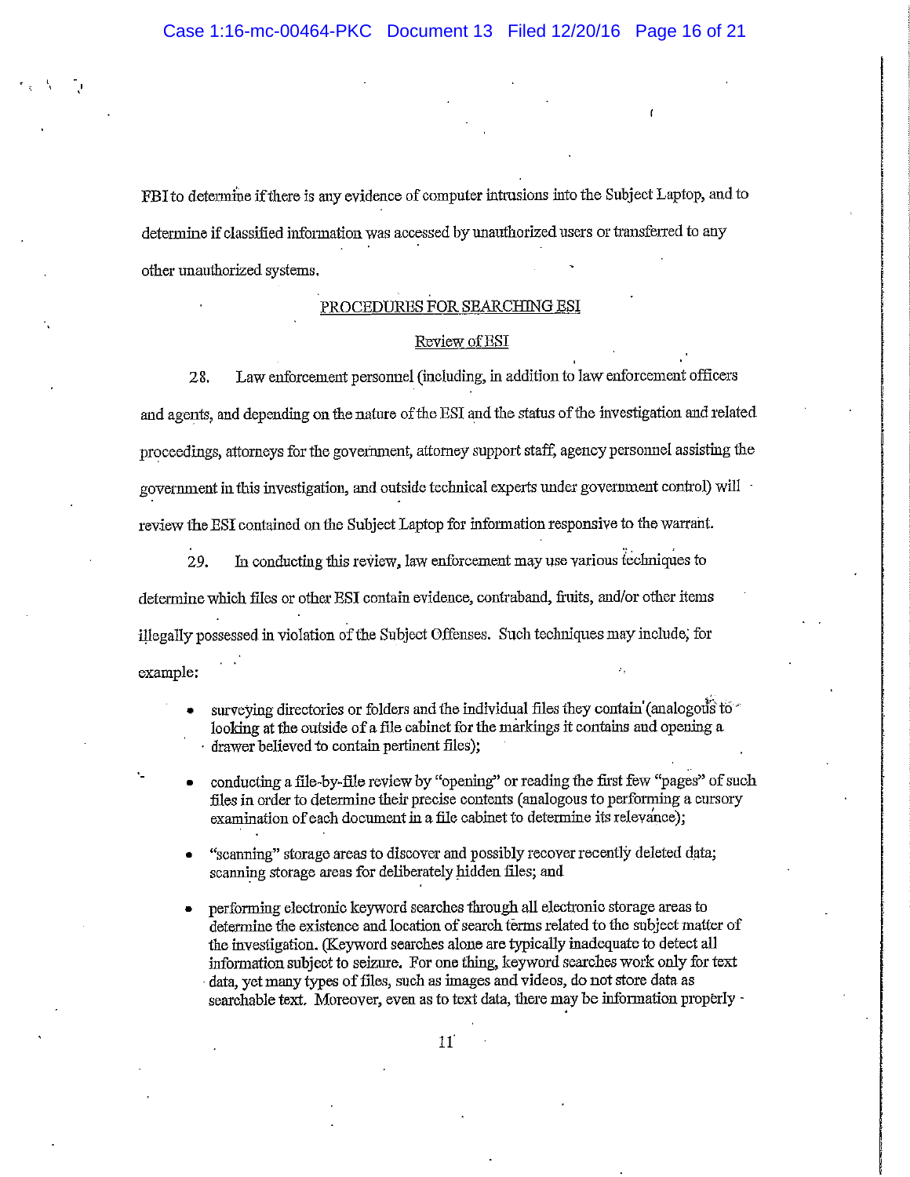FBI to determine if there is any evidence of computer intrusions into the Subject Laptop, and to determine if classified information was accessed by unauthorized users or transferred to any other unauthorized systems.

## PROCEDURES FOR SEARCHING ESI

### Review of ESI

28. Law enforcement personnel (including, in addition to law enforcement officers and agents, and depending on the nature of the ESI and the status of the investigation and related proceedings, attorneys for the government, attorney support staff, agency personnel assisting the government in this investigation, and outside technical experts under government control) will review the ESI contained on the Subject Laptop for information responsive to the warrant.

29. In conducting this review, law enforcement may use various techniques to determine which files or other ESI contain evidence, contraband, fruits, and/or other items illegally possessed in violation of the Subject Offenses. Such techniques may include, for example:

- surveying directories or folders and the individual files they contain (analogous to looking at the outside of a file cabinet for the markings it contains and opening a drawer believed to contain pertinent files);
- conducting a file-by-file review by "opening" or reading the first few "pages" of such files in order to determine their precise contents (analogous to performing a cursory examination of each document in a file cabinet to determine its relevance);
- "scanning" storage areas to discover and possibly recover recently deleted data; scanning storage areas for deliberately hidden files; and
- performing electronic keyword searches through all electronic storage areas to determine the existence and location of search terms related to the subject matter of the investigation. (Keyword searches alone are typically inadequate to detect all information subject to seizure. For one thing, keyword searches work only for text data, yet many types of files, such as images and videos, do not store data as searchable text. Moreover, even as to text data, there may be information properly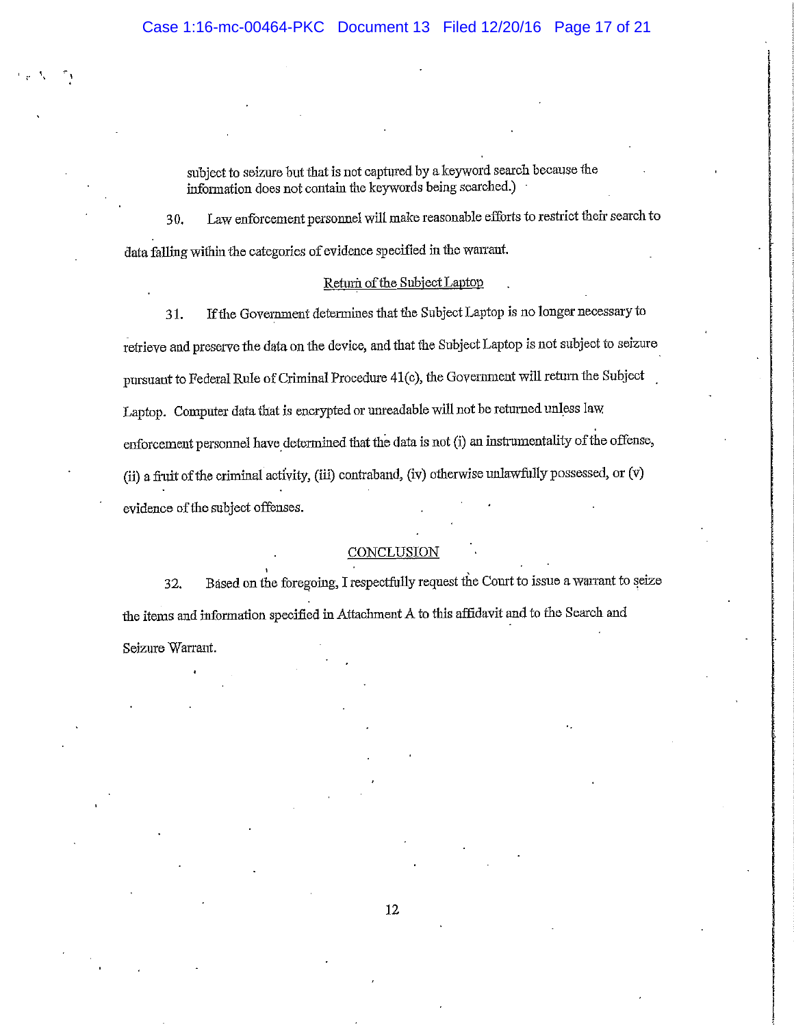subject to seizure but that is not captured by a keyword search because the information does not contain the keywords being searched.)

30. Law enforcement personnel will make reasonable efforts to restrict their search to data falling within the categories of evidence specified in the warrant.

Return of the Subject Laptop

31. If the Government determines that the Subject Laptop is no longer necessary to retrieve and preserve the data on the device, and that the Subject Laptop is not subject to seizure pursuant to Federal Rule of Criminal Procedure 41(c), the Government will return the Subject Laptop. Computer data that is encrypted or unreadable will not be returned unless law enforcement personnel have determined that the data is not (i) an instrumentality of the offense, (ii) a fruit of the criminal activity, (iii) contraband, (iv) otherwise unlawfully possessed, or (v) evidence of the subject offenses.

CONCLUSION

32. Based on the foregoing, I respectfully request the Court to issue a warrant to seize the items and information specified in Attachment A to this affidavit and to the Search and Seizure Warrant.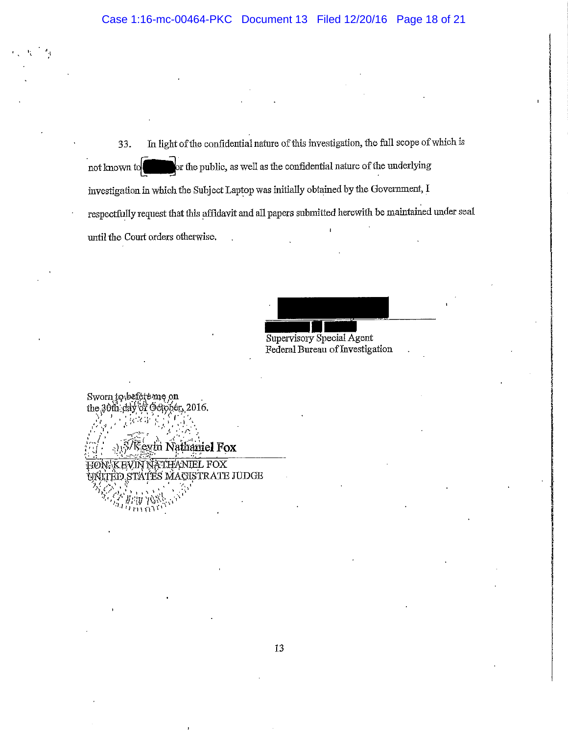33. In light of the confidential nature of this investigation, the full scope of which is not known to [REDACTED] or the public, as well as the confidential nature of the underlying investigation in which the Subject Laptop was initially obtained by the Government, I respectfully request that this affidavit and all papers submitted herewith be maintained under seal until the Court orders otherwise.

[REDACTED]

[REDACTED]
Supervisory Special Agent
Federal Bureau of Investigation

Sworn to before me on
the 30th day of October, 2016.

/s/Kevin Nathaniel Fox
HON. KEVIN NATHANIEL FOX
UNITED STATES MAGISTRATE JUDGE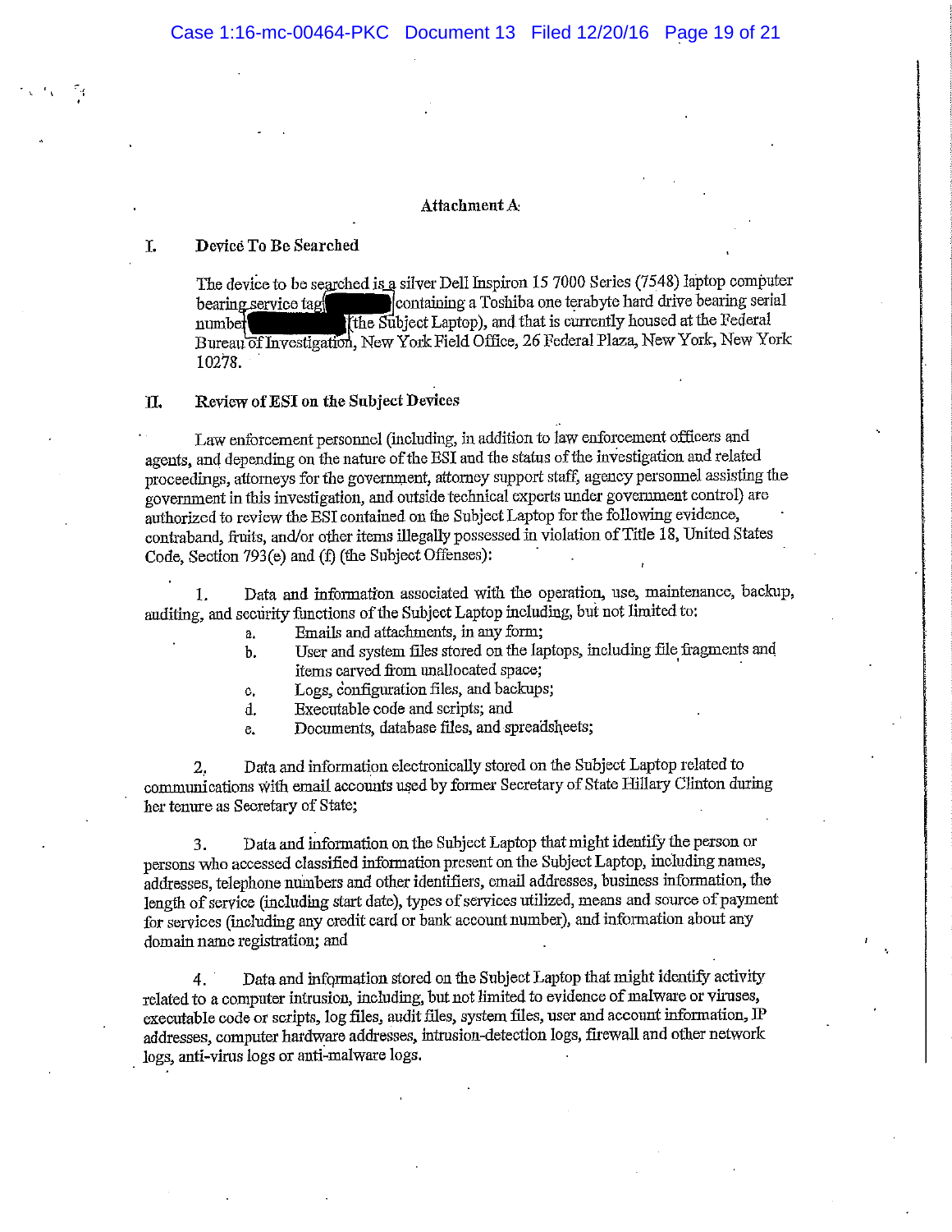## Attachment A

### I. Device To Be Searched

The device to be searched is a silver Dell Inspiron 15 7000 Series (7548) laptop computer bearing service tag [REDACTED] containing a Toshiba one terabyte hard drive bearing serial number [REDACTED] (the Subject Laptop), and that is currently housed at the Federal Bureau of Investigation, New York Field Office, 26 Federal Plaza, New York, New York 10278.

### II. Review of ESI on the Subject Devices

Law enforcement personnel (including, in addition to law enforcement officers and agents, and depending on the nature of the ESI and the status of the investigation and related proceedings, attorneys for the government, attorney support staff, agency personnel assisting the government in this investigation, and outside technical experts under government control) are authorized to review the ESI contained on the Subject Laptop for the following evidence, contraband, fruits, and/or other items illegally possessed in violation of Title 18, United States Code, Section 793(e) and (f) (the Subject Offenses):

1. Data and information associated with the operation, use, maintenance, backup, auditing, and security functions of the Subject Laptop including, but not limited to:
   a. Emails and attachments, in any form;
   b. User and system files stored on the laptops, including file fragments and items carved from unallocated space;
   c. Logs, configuration files, and backups;
   d. Executable code and scripts; and
   e. Documents, database files, and spreadsheets;

2. Data and information electronically stored on the Subject Laptop related to communications with email accounts used by former Secretary of State Hillary Clinton during her tenure as Secretary of State;

3. Data and information on the Subject Laptop that might identify the person or persons who accessed classified information present on the Subject Laptop, including names, addresses, telephone numbers and other identifiers, email addresses, business information, the length of service (including start date), types of services utilized, means and source of payment for services (including any credit card or bank account number), and information about any domain name registration; and

4. Data and information stored on the Subject Laptop that might identify activity related to a computer intrusion, including, but not limited to evidence of malware or viruses, executable code or scripts, log files, audit files, system files, user and account information, IP addresses, computer hardware addresses, intrusion-detection logs, firewall and other network logs, anti-virus logs or anti-malware logs.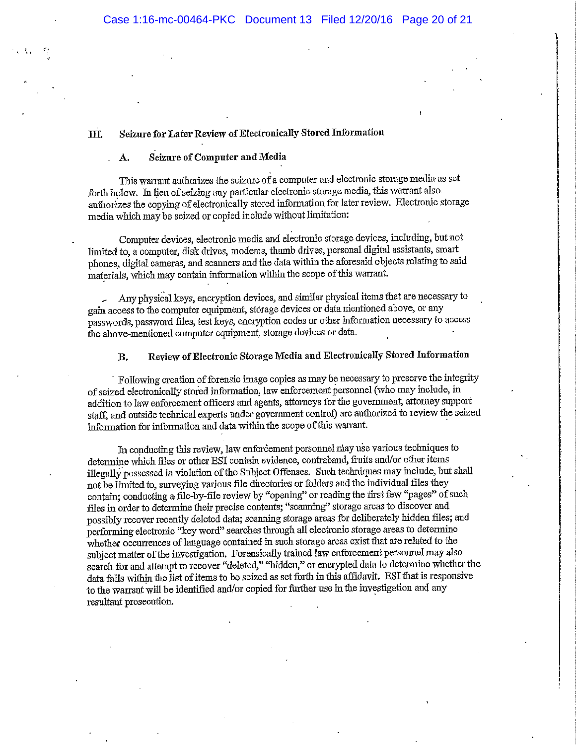## III. Seizure for Later Review of Electronically Stored Information

### A. Seizure of Computer and Media

This warrant authorizes the seizure of a computer and electronic storage media as set forth below. In lieu of seizing any particular electronic storage media, this warrant also authorizes the copying of electronically stored information for later review. Electronic storage media which may be seized or copied include without limitation:

Computer devices, electronic media and electronic storage devices, including, but not limited to, a computer, disk drives, modems, thumb drives, personal digital assistants, smart phones, digital cameras, and scanners and the data within the aforesaid objects relating to said materials, which may contain information within the scope of this warrant.

Any physical keys, encryption devices, and similar physical items that are necessary to gain access to the computer equipment, storage devices or data mentioned above, or any passwords, password files, test keys, encryption codes or other information necessary to access the above-mentioned computer equipment, storage devices or data.

### B. Review of Electronic Storage Media and Electronically Stored Information

Following creation of forensic image copies as may be necessary to preserve the integrity of seized electronically stored information, law enforcement personnel (who may include, in addition to law enforcement officers and agents, attorneys for the government, attorney support staff, and outside technical experts under government control) are authorized to review the seized information for information and data within the scope of this warrant.

In conducting this review, law enforcement personnel may use various techniques to determine which files or other ESI contain evidence, contraband, fruits and/or other items illegally possessed in violation of the Subject Offenses. Such techniques may include, but shall not be limited to, surveying various file directories or folders and the individual files they contain; conducting a file-by-file review by "opening" or reading the first few "pages" of such files in order to determine their precise contents; "scanning" storage areas to discover and possibly recover recently deleted data; scanning storage areas for deliberately hidden files; and performing electronic "key word" searches through all electronic storage areas to determine whether occurrences of language contained in such storage areas exist that are related to the subject matter of the investigation. Forensically trained law enforcement personnel may also search for and attempt to recover "deleted," "hidden," or encrypted data to determine whether the data falls within the list of items to be seized as set forth in this affidavit. ESI that is responsive to the warrant will be identified and/or copied for further use in the investigation and any resultant prosecution.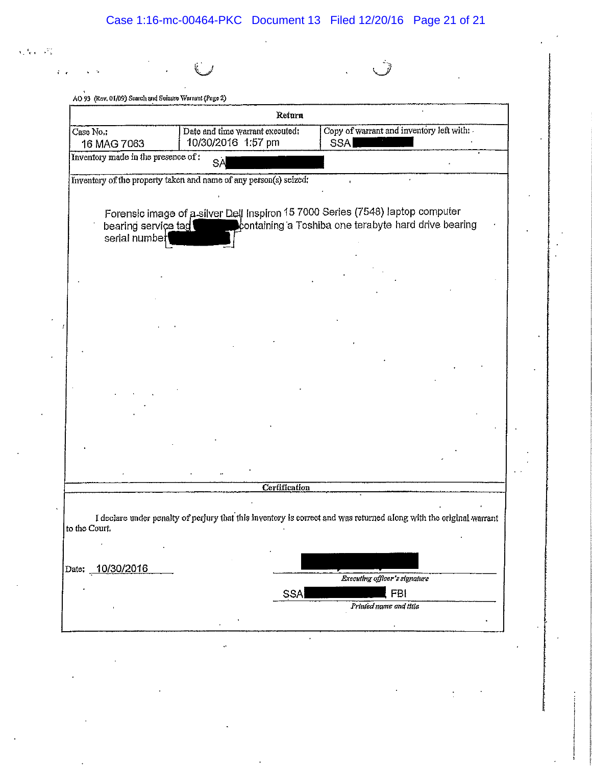AO 93 (Rev. 01/09) Search and Seizure Warrant (Page 2)

**Return**

| Case No.: | Date and time warrant executed: | Copy of warrant and inventory left with: |
| --- | --- | --- |
| 16 MAG 7063 | 10/30/2016 1:57 pm | SSA |

Inventory made in the presence of : SA

Inventory of the property taken and name of any person(s) seized:

Forensic image of a silver Dell Inspiron 15 7000 Series (7548) laptop computer bearing service tag containing a Toshiba one terabyte hard drive bearing serial number

**Certification**

I declare under penalty of perjury that this inventory is correct and was returned along with the original warrant to the Court.

Date: 10/30/2016

*Executing officer's signature*

SSA , FBI

*Printed name and title*